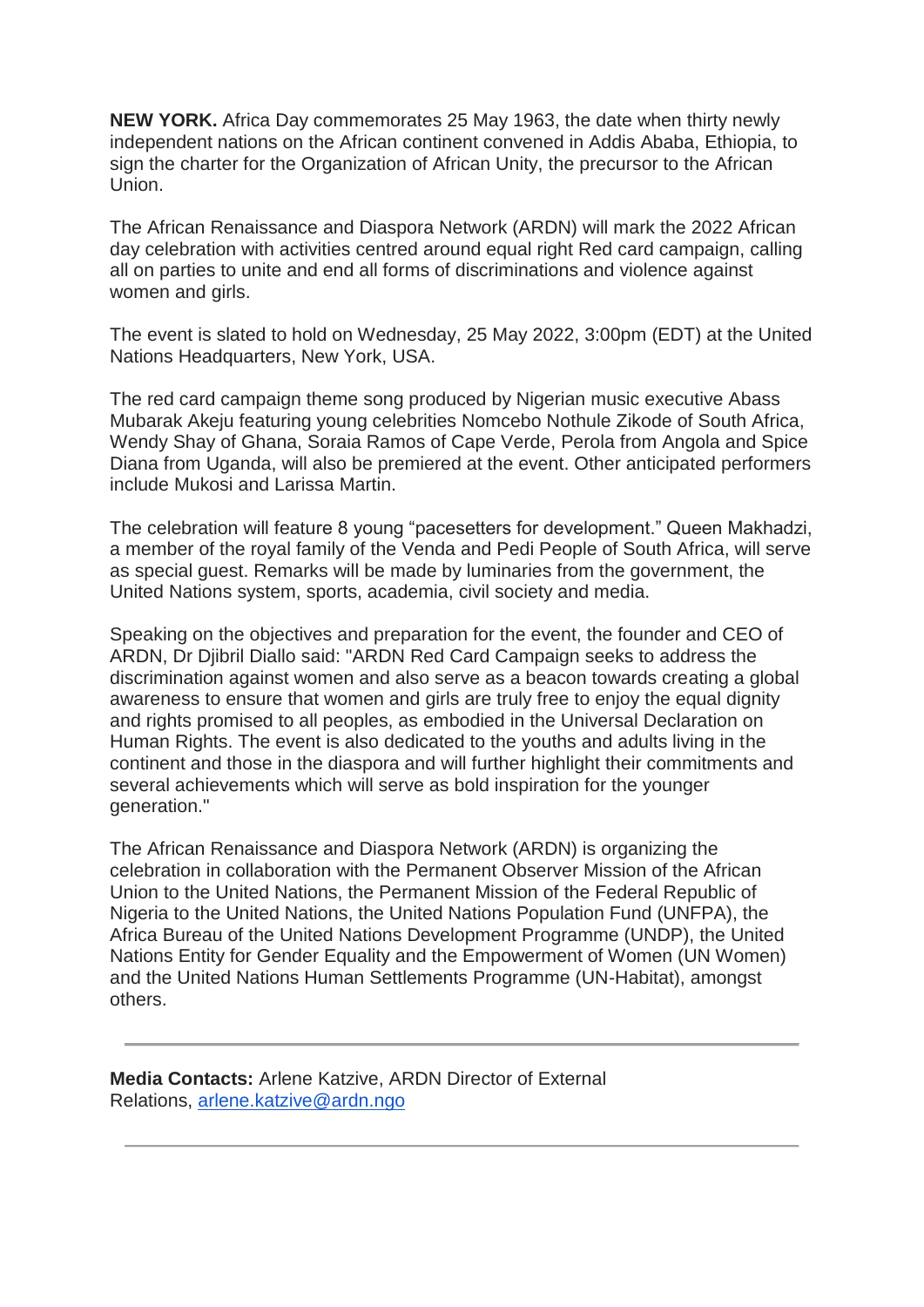**NEW YORK.** Africa Day commemorates 25 May 1963, the date when thirty newly independent nations on the African continent convened in Addis Ababa, Ethiopia, to sign the charter for the Organization of African Unity, the precursor to the African Union.

The African Renaissance and Diaspora Network (ARDN) will mark the 2022 African day celebration with activities centred around equal right Red card campaign, calling all on parties to unite and end all forms of discriminations and violence against women and girls.

The event is slated to hold on Wednesday, 25 May 2022, 3:00pm (EDT) at the United Nations Headquarters, New York, USA.

The red card campaign theme song produced by Nigerian music executive Abass Mubarak Akeju featuring young celebrities Nomcebo Nothule Zikode of South Africa, Wendy Shay of Ghana, Soraia Ramos of Cape Verde, Perola from Angola and Spice Diana from Uganda, will also be premiered at the event. Other anticipated performers include Mukosi and Larissa Martin.

The celebration will feature 8 young "pacesetters for development." Queen Makhadzi, a member of the royal family of the Venda and Pedi People of South Africa, will serve as special guest. Remarks will be made by luminaries from the government, the United Nations system, sports, academia, civil society and media.

Speaking on the objectives and preparation for the event, the founder and CEO of ARDN, Dr Djibril Diallo said: "ARDN Red Card Campaign seeks to address the discrimination against women and also serve as a beacon towards creating a global awareness to ensure that women and girls are truly free to enjoy the equal dignity and rights promised to all peoples, as embodied in the Universal Declaration on Human Rights. The event is also dedicated to the youths and adults living in the continent and those in the diaspora and will further highlight their commitments and several achievements which will serve as bold inspiration for the younger generation."

The African Renaissance and Diaspora Network (ARDN) is organizing the celebration in collaboration with the Permanent Observer Mission of the African Union to the United Nations, the Permanent Mission of the Federal Republic of Nigeria to the United Nations, the United Nations Population Fund (UNFPA), the Africa Bureau of the United Nations Development Programme (UNDP), the United Nations Entity for Gender Equality and the Empowerment of Women (UN Women) and the United Nations Human Settlements Programme (UN-Habitat), amongst others.

---

**Media Contacts:** Arlene Katzive, ARDN Director of External Relations, arlene.katzive@ardn.ngo

---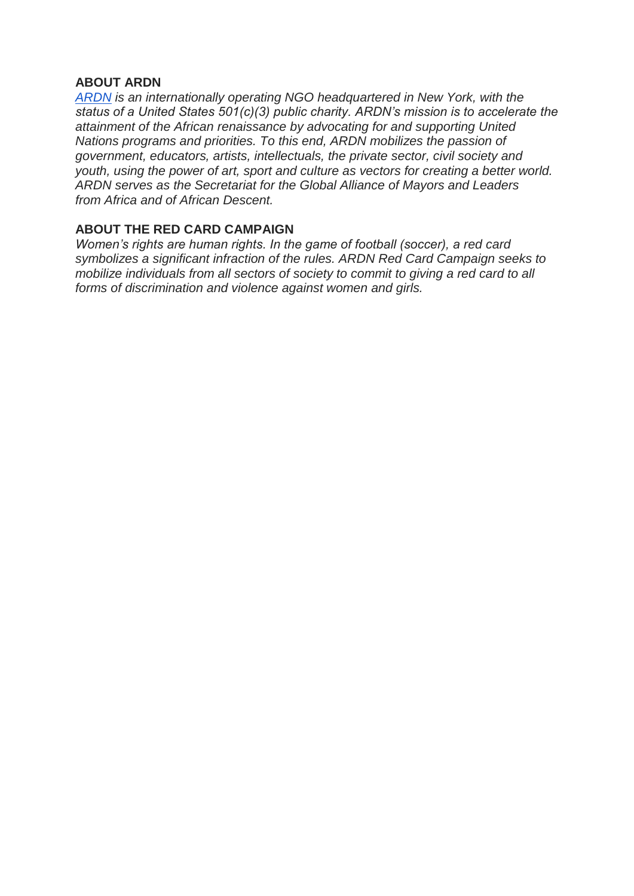**ABOUT ARDN**

*ARDN is an internationally operating NGO headquartered in New York, with the status of a United States 501(c)(3) public charity. ARDN's mission is to accelerate the attainment of the African renaissance by advocating for and supporting United Nations programs and priorities. To this end, ARDN mobilizes the passion of government, educators, artists, intellectuals, the private sector, civil society and youth, using the power of art, sport and culture as vectors for creating a better world. ARDN serves as the Secretariat for the Global Alliance of Mayors and Leaders from Africa and of African Descent.*

**ABOUT THE RED CARD CAMPAIGN**

*Women's rights are human rights. In the game of football (soccer), a red card symbolizes a significant infraction of the rules. ARDN Red Card Campaign seeks to mobilize individuals from all sectors of society to commit to giving a red card to all forms of discrimination and violence against women and girls.*